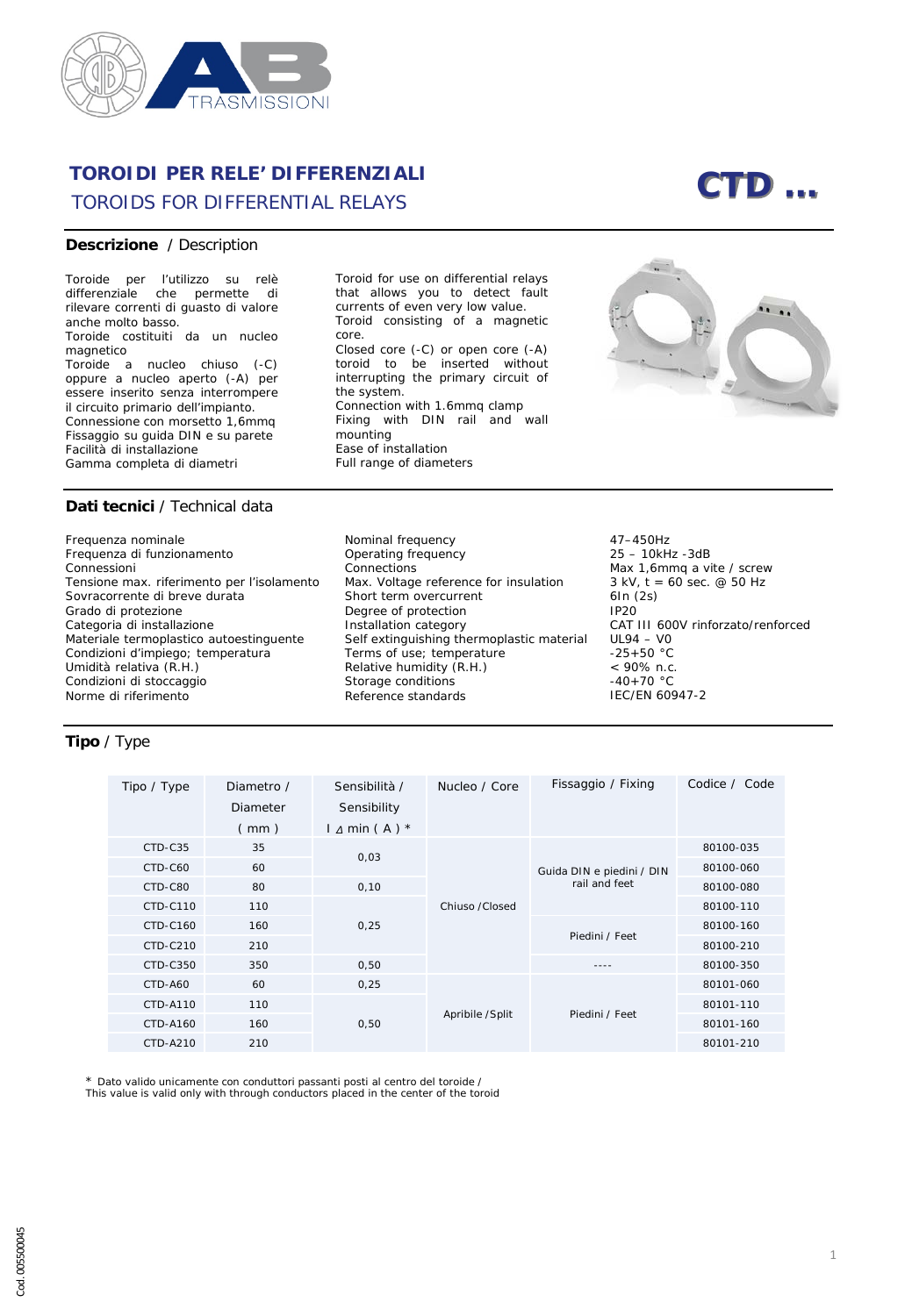# TOROIDI PER RELE' DIFFERENZIALI

## TOROIDS FOR DIFFERENTIAL RELAYS

**CTD ...**

## Descrizione / Description

Toroide per l'utilizzo su relè differenziale che permette di rilevare correnti di guasto di valore anche molto basso.
Toroide costituiti da un nucleo magnetico
Toroide a nucleo chiuso (-C) oppure a nucleo aperto (-A) per essere inserito senza interrompere il circuito primario dell'impianto.
Connessione con morsetto 1,6mmq
Fissaggio su guida DIN e su parete
Facilità di installazione
Gamma completa di diametri

Toroid for use on differential relays that allows you to detect fault currents of even very low value.
Toroid consisting of a magnetic core.
Closed core (-C) or open core (-A) toroid to be inserted without interrupting the primary circuit of the system.
Connection with 1.6mmq clamp
Fixing with DIN rail and wall mounting
Ease of installation
Full range of diameters

## Dati tecnici / Technical data

| | | |
|---|---|---|
| Frequenza nominale | Nominal frequency | 47–450Hz |
| Frequenza di funzionamento | Operating frequency | 25 – 10kHz -3dB |
| Connessioni | Connections | Max 1,6mmq a vite / screw |
| Tensione max. riferimento per l'isolamento | Max. Voltage reference for insulation | 3 kV, t = 60 sec. @ 50 Hz |
| Sovracorrente di breve durata | Short term overcurrent | 6In (2s) |
| Grado di protezione | Degree of protection | IP20 |
| Categoria di installazione | Installation category | CAT III 600V rinforzato/renforced |
| Materiale termoplastico autoestinguente | Self extinguishing thermoplastic material | UL94 – V0 |
| Condizioni d'impiego; temperatura | Terms of use; temperature | -25+50 °C |
| Umidità relativa (R.H.) | Relative humidity (R.H.) | < 90% n.c. |
| Condizioni di stoccaggio | Storage conditions | -40+70 °C |
| Norme di riferimento | Reference standards | IEC/EN 60947-2 |

## Tipo / Type

| Tipo / Type | Diametro / Diameter ( mm ) | Sensibilità / Sensibility $I_{\Delta}$ min ( A ) * | Nucleo / Core | Fissaggio / Fixing | Codice / Code |
|---|---|---|---|---|---|
| CTD-C35 | 35 | 0,03 | Chiuso /Closed | Guida DIN e piedini / DIN rail and feet | 80100-035 |
| CTD-C60 | 60 | | | | 80100-060 |
| CTD-C80 | 80 | 0,10 | | | 80100-080 |
| CTD-C110 | 110 | 0,25 | | | 80100-110 |
| CTD-C160 | 160 | | | Piedini / Feet | 80100-160 |
| CTD-C210 | 210 | | | | 80100-210 |
| CTD-C350 | 350 | 0,50 | | ---- | 80100-350 |
| CTD-A60 | 60 | 0,25 | Apribile /Split | Piedini / Feet | 80101-060 |
| CTD-A110 | 110 | 0,50 | | | 80101-110 |
| CTD-A160 | 160 | | | | 80101-160 |
| CTD-A210 | 210 | | | | 80101-210 |

* Dato valido unicamente con conduttori passanti posti al centro del toroide /
This value is valid only with through conductors placed in the center of the toroid

Cod.00500045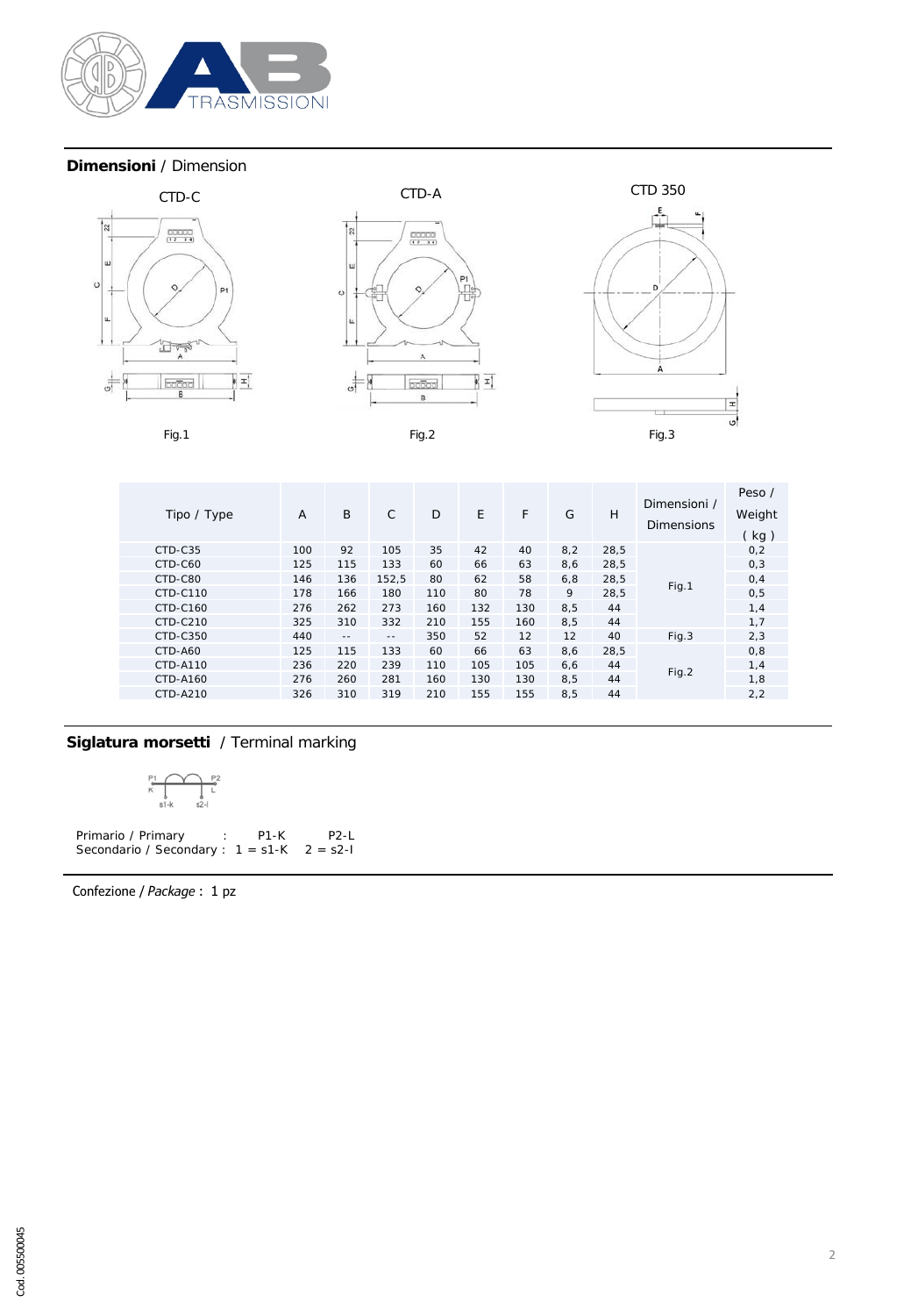## **Dimensioni** / Dimension

CTD-C

Fig.1

CTD-A

Fig.2

CTD 350

Fig.3

| Tipo / Type | A | B | C | D | E | F | G | H | Dimensioni / Dimensions | Peso / Weight ( kg ) |
|---|---|---|---|---|---|---|---|---|---|---|
| CTD-C35 | 100 | 92 | 105 | 35 | 42 | 40 | 8,2 | 28,5 | Fig.1 | 0,2 |
| CTD-C60 | 125 | 115 | 133 | 60 | 66 | 63 | 8,6 | 28,5 | | 0,3 |
| CTD-C80 | 146 | 136 | 152,5 | 80 | 62 | 58 | 6,8 | 28,5 | | 0,4 |
| CTD-C110 | 178 | 166 | 180 | 110 | 80 | 78 | 9 | 28,5 | | 0,5 |
| CTD-C160 | 276 | 262 | 273 | 160 | 132 | 130 | 8,5 | 44 | | 1,4 |
| CTD-C210 | 325 | 310 | 332 | 210 | 155 | 160 | 8,5 | 44 | | 1,7 |
| CTD-C350 | 440 | -- | -- | 350 | 52 | 12 | 12 | 40 | Fig.3 | 2,3 |
| CTD-A60 | 125 | 115 | 133 | 60 | 66 | 63 | 8,6 | 28,5 | Fig.2 | 0,8 |
| CTD-A110 | 236 | 220 | 239 | 110 | 105 | 105 | 6,6 | 44 | | 1,4 |
| CTD-A160 | 276 | 260 | 281 | 160 | 130 | 130 | 8,5 | 44 | | 1,8 |
| CTD-A210 | 326 | 310 | 319 | 210 | 155 | 155 | 8,5 | 44 | | 2,2 |

## **Siglatura morsetti** / Terminal marking

P1 K P2 L
s1-k s2-l

Primario / Primary : P1-K P2-L
Secondario / Secondary : 1 = s1-K 2 = s2-l

Confezione / *Package* : 1 pz

Cod.00500045